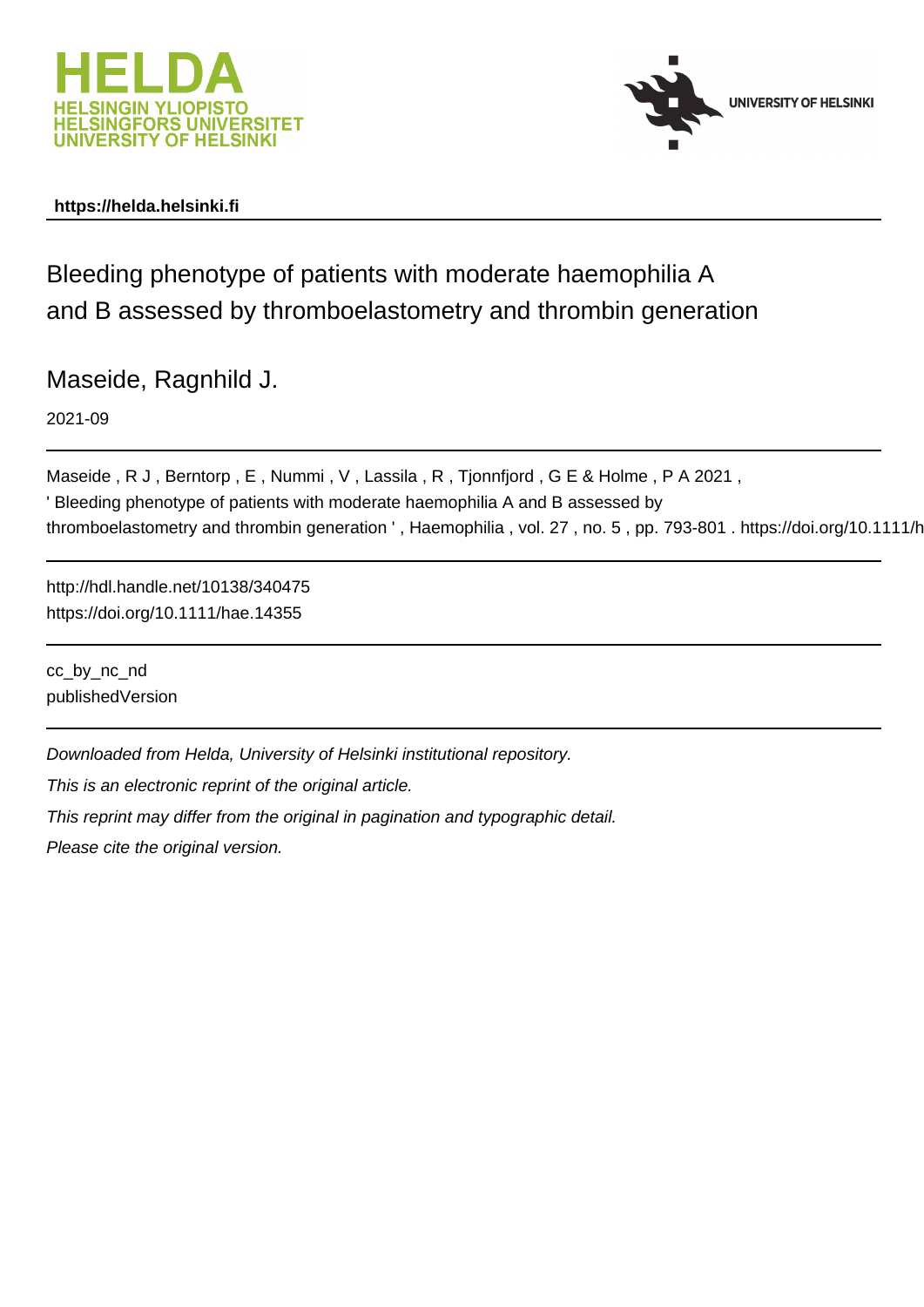https://helda.helsinki.fi

# Bleeding phenotype of patients with moderate haemophilia A and B assessed by thromboelastometry and thrombin generation

Maseide, Ragnhild J.

2021-09

Maseide , R J , Berntorp , E , Nummi , V , Lassila , R , Tjonnfjord , G E & Holme , P A 2021 , ' Bleeding phenotype of patients with moderate haemophilia A and B assessed by thromboelastometry and thrombin generation ' , Haemophilia , vol. 27 , no. 5 , pp. 793-801 . https://doi.org/10.1111/h

http://hdl.handle.net/10138/340475
https://doi.org/10.1111/hae.14355

cc_by_nc_nd
publishedVersion

*Downloaded from Helda, University of Helsinki institutional repository.*

*This is an electronic reprint of the original article.*

*This reprint may differ from the original in pagination and typographic detail.*

*Please cite the original version.*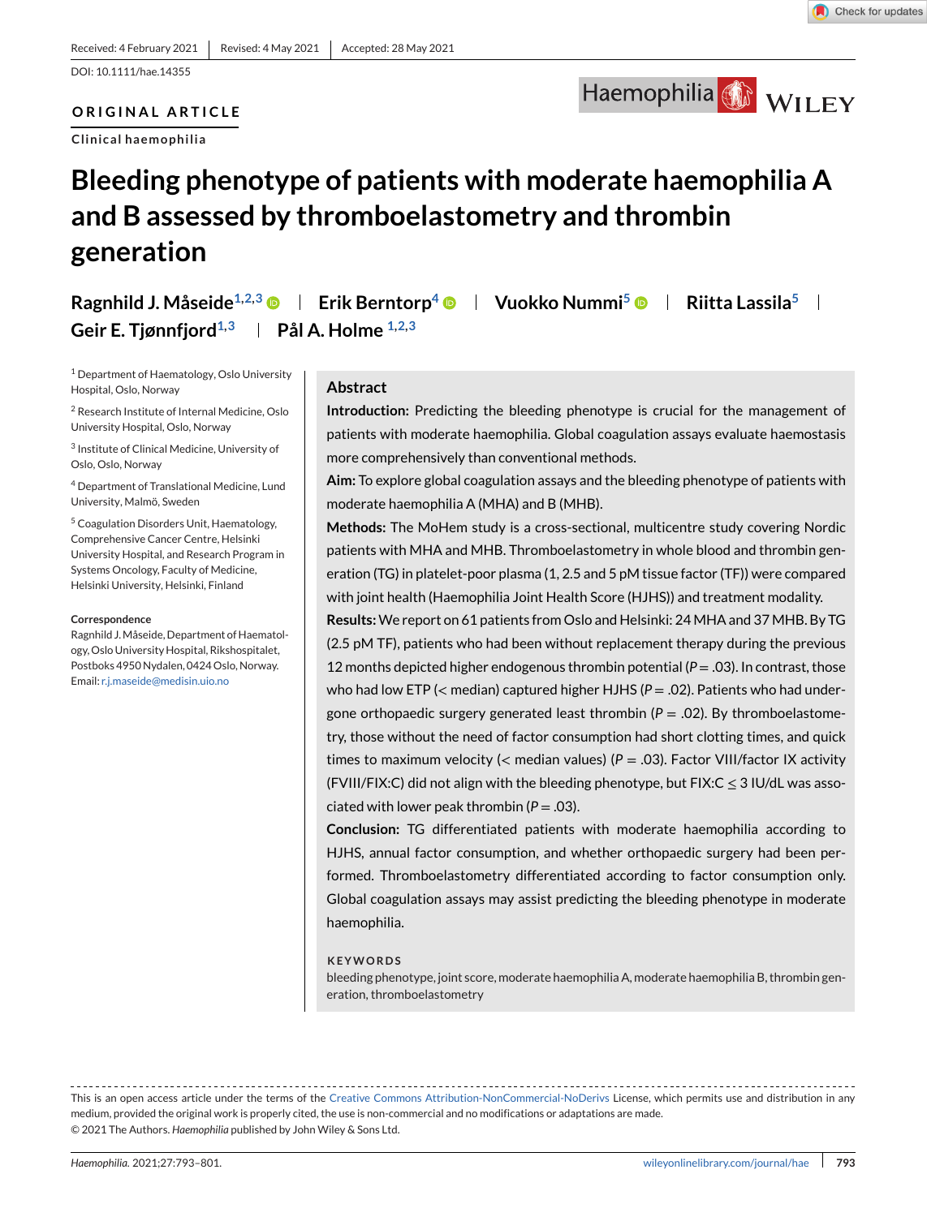Received: 4 February 2021 | Revised: 4 May 2021 | Accepted: 28 May 2021

DOI: 10.1111/hae.14355

ORIGINAL ARTICLE

Clinical haemophilia

# Bleeding phenotype of patients with moderate haemophilia A and B assessed by thromboelastometry and thrombin generation

Ragnhild J. Måseide[1,2,3] | Erik Berntorp[4] | Vuokko Nummi[5] | Riitta Lassila[5] | Geir E. Tjønnfjord[1,3] | Pål A. Holme [1,2,3]

[1] Department of Haematology, Oslo University Hospital, Oslo, Norway

[2] Research Institute of Internal Medicine, Oslo University Hospital, Oslo, Norway

[3] Institute of Clinical Medicine, University of Oslo, Oslo, Norway

[4] Department of Translational Medicine, Lund University, Malmö, Sweden

[5] Coagulation Disorders Unit, Haematology, Comprehensive Cancer Centre, Helsinki University Hospital, and Research Program in Systems Oncology, Faculty of Medicine, Helsinki University, Helsinki, Finland

**Correspondence**

Ragnhild J. Måseide, Department of Haematology, Oslo University Hospital, Rikshospitalet, Postboks 4950 Nydalen, 0424 Oslo, Norway.
Email: r.j.maseide@medisin.uio.no

## Abstract

**Introduction:** Predicting the bleeding phenotype is crucial for the management of patients with moderate haemophilia. Global coagulation assays evaluate haemostasis more comprehensively than conventional methods.

**Aim:** To explore global coagulation assays and the bleeding phenotype of patients with moderate haemophilia A (MHA) and B (MHB).

**Methods:** The MoHem study is a cross-sectional, multicentre study covering Nordic patients with MHA and MHB. Thromboelastometry in whole blood and thrombin generation (TG) in platelet-poor plasma (1, 2.5 and 5 pM tissue factor (TF)) were compared with joint health (Haemophilia Joint Health Score (HJHS)) and treatment modality.

**Results:** We report on 61 patients from Oslo and Helsinki: 24 MHA and 37 MHB. By TG (2.5 pM TF), patients who had been without replacement therapy during the previous 12 months depicted higher endogenous thrombin potential ($P = .03$). In contrast, those who had low ETP (< median) captured higher HJHS ($P = .02$). Patients who had undergone orthopaedic surgery generated least thrombin ($P = .02$). By thromboelastometry, those without the need of factor consumption had short clotting times, and quick times to maximum velocity (< median values) ($P = .03$). Factor VIII/factor IX activity (FVIII/FIX:C) did not align with the bleeding phenotype, but FIX:C ≤ 3 IU/dL was associated with lower peak thrombin ($P = .03$).

**Conclusion:** TG differentiated patients with moderate haemophilia according to HJHS, annual factor consumption, and whether orthopaedic surgery had been performed. Thromboelastometry differentiated according to factor consumption only. Global coagulation assays may assist predicting the bleeding phenotype in moderate haemophilia.

**KEYWORDS**

bleeding phenotype, joint score, moderate haemophilia A, moderate haemophilia B, thrombin generation, thromboelastometry

This is an open access article under the terms of the Creative Commons Attribution-NonCommercial-NoDerivs License, which permits use and distribution in any medium, provided the original work is properly cited, the use is non-commercial and no modifications or adaptations are made.
© 2021 The Authors. *Haemophilia* published by John Wiley & Sons Ltd.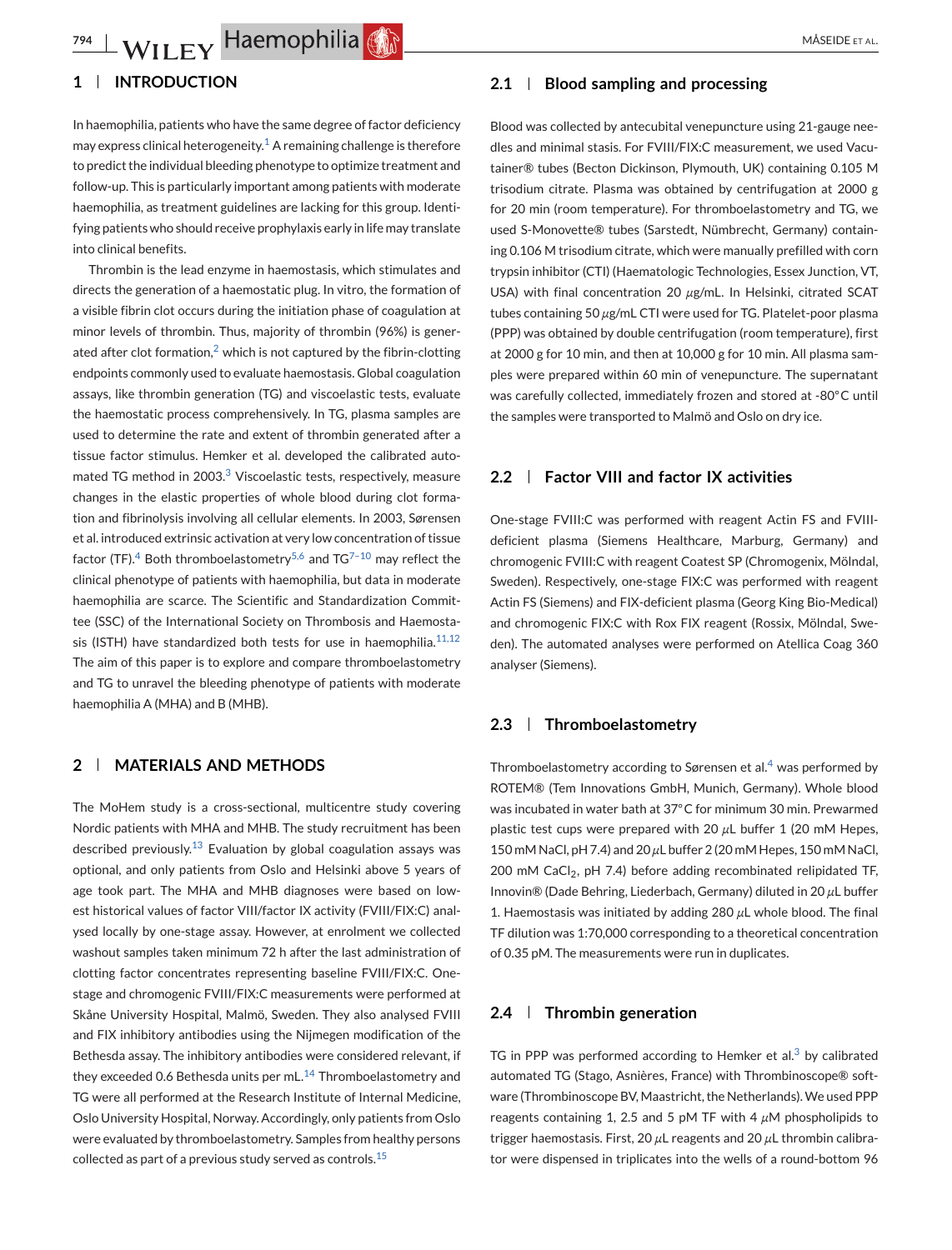## 1 | INTRODUCTION

In haemophilia, patients who have the same degree of factor deficiency may express clinical heterogeneity.[1] A remaining challenge is therefore to predict the individual bleeding phenotype to optimize treatment and follow-up. This is particularly important among patients with moderate haemophilia, as treatment guidelines are lacking for this group. Identifying patients who should receive prophylaxis early in life may translate into clinical benefits.

Thrombin is the lead enzyme in haemostasis, which stimulates and directs the generation of a haemostatic plug. In vitro, the formation of a visible fibrin clot occurs during the initiation phase of coagulation at minor levels of thrombin. Thus, majority of thrombin (96%) is generated after clot formation,[2] which is not captured by the fibrin-clotting endpoints commonly used to evaluate haemostasis. Global coagulation assays, like thrombin generation (TG) and viscoelastic tests, evaluate the haemostatic process comprehensively. In TG, plasma samples are used to determine the rate and extent of thrombin generated after a tissue factor stimulus. Hemker et al. developed the calibrated automated TG method in 2003.[3] Viscoelastic tests, respectively, measure changes in the elastic properties of whole blood during clot formation and fibrinolysis involving all cellular elements. In 2003, Sørensen et al. introduced extrinsic activation at very low concentration of tissue factor (TF).[4] Both thromboelastometry[5,6] and TG[7–10] may reflect the clinical phenotype of patients with haemophilia, but data in moderate haemophilia are scarce. The Scientific and Standardization Committee (SSC) of the International Society on Thrombosis and Haemostasis (ISTH) have standardized both tests for use in haemophilia.[11,12] The aim of this paper is to explore and compare thromboelastometry and TG to unravel the bleeding phenotype of patients with moderate haemophilia A (MHA) and B (MHB).

## 2 | MATERIALS AND METHODS

The MoHem study is a cross-sectional, multicentre study covering Nordic patients with MHA and MHB. The study recruitment has been described previously.[13] Evaluation by global coagulation assays was optional, and only patients from Oslo and Helsinki above 5 years of age took part. The MHA and MHB diagnoses were based on lowest historical values of factor VIII/factor IX activity (FVIII/FIX:C) analysed locally by one-stage assay. However, at enrolment we collected washout samples taken minimum 72 h after the last administration of clotting factor concentrates representing baseline FVIII/FIX:C. One-stage and chromogenic FVIII/FIX:C measurements were performed at Skåne University Hospital, Malmö, Sweden. They also analysed FVIII and FIX inhibitory antibodies using the Nijmegen modification of the Bethesda assay. The inhibitory antibodies were considered relevant, if they exceeded 0.6 Bethesda units per mL.[14] Thromboelastometry and TG were all performed at the Research Institute of Internal Medicine, Oslo University Hospital, Norway. Accordingly, only patients from Oslo were evaluated by thromboelastometry. Samples from healthy persons collected as part of a previous study served as controls.[15]

### 2.1 | Blood sampling and processing

Blood was collected by antecubital venepuncture using 21-gauge needles and minimal stasis. For FVIII/FIX:C measurement, we used Vacutainer® tubes (Becton Dickinson, Plymouth, UK) containing 0.105 M trisodium citrate. Plasma was obtained by centrifugation at 2000 g for 20 min (room temperature). For thromboelastometry and TG, we used S-Monovette® tubes (Sarstedt, Nümbrecht, Germany) containing 0.106 M trisodium citrate, which were manually prefilled with corn trypsin inhibitor (CTI) (Haematologic Technologies, Essex Junction, VT, USA) with final concentration 20 $\mu$g/mL. In Helsinki, citrated SCAT tubes containing 50 $\mu$g/mL CTI were used for TG. Platelet-poor plasma (PPP) was obtained by double centrifugation (room temperature), first at 2000 g for 10 min, and then at 10,000 g for 10 min. All plasma samples were prepared within 60 min of venepuncture. The supernatant was carefully collected, immediately frozen and stored at -80°C until the samples were transported to Malmö and Oslo on dry ice.

### 2.2 | Factor VIII and factor IX activities

One-stage FVIII:C was performed with reagent Actin FS and FVIII-deficient plasma (Siemens Healthcare, Marburg, Germany) and chromogenic FVIII:C with reagent Coatest SP (Chromogenix, Mölndal, Sweden). Respectively, one-stage FIX:C was performed with reagent Actin FS (Siemens) and FIX-deficient plasma (Georg King Bio-Medical) and chromogenic FIX:C with Rox FIX reagent (Rossix, Mölndal, Sweden). The automated analyses were performed on Atellica Coag 360 analyser (Siemens).

### 2.3 | Thromboelastometry

Thromboelastometry according to Sørensen et al.[4] was performed by ROTEM® (Tem Innovations GmbH, Munich, Germany). Whole blood was incubated in water bath at 37°C for minimum 30 min. Prewarmed plastic test cups were prepared with 20 $\mu$L buffer 1 (20 mM Hepes, 150 mM NaCl, pH 7.4) and 20 $\mu$L buffer 2 (20 mM Hepes, 150 mM NaCl, 200 mM $CaCl_2$, pH 7.4) before adding recombinated relipidated TF, Innovin® (Dade Behring, Liederbach, Germany) diluted in 20 $\mu$L buffer 1. Haemostasis was initiated by adding 280 $\mu$L whole blood. The final TF dilution was 1:70,000 corresponding to a theoretical concentration of 0.35 pM. The measurements were run in duplicates.

### 2.4 | Thrombin generation

TG in PPP was performed according to Hemker et al.[3] by calibrated automated TG (Stago, Asnières, France) with Thrombinoscope® software (Thrombinoscope BV, Maastricht, the Netherlands). We used PPP reagents containing 1, 2.5 and 5 pM TF with 4 $\mu$M phospholipids to trigger haemostasis. First, 20 $\mu$L reagents and 20 $\mu$L thrombin calibrator were dispensed in triplicates into the wells of a round-bottom 96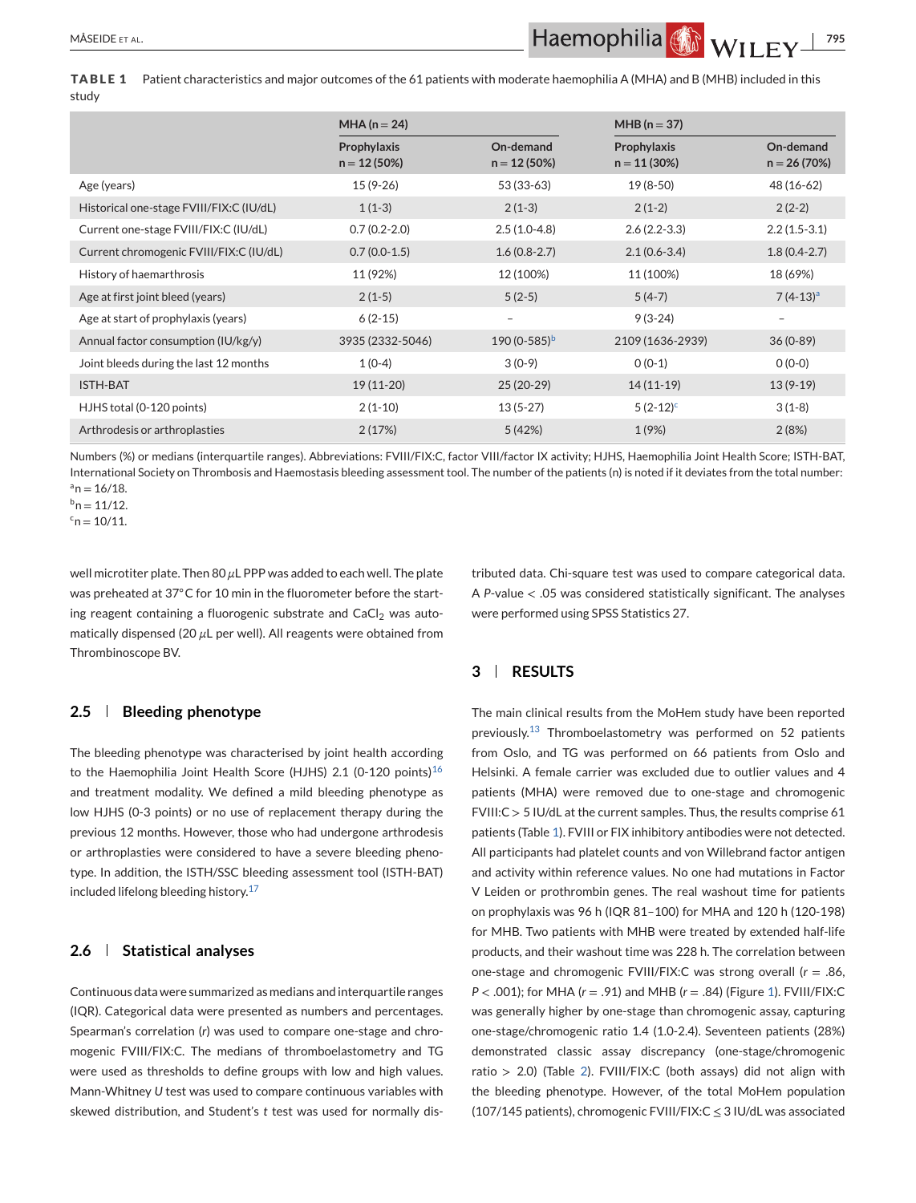**TABLE 1** Patient characteristics and major outcomes of the 61 patients with moderate haemophilia A (MHA) and B (MHB) included in this study

| | MHA (n = 24) | | MHB (n = 37) | |
|---|---|---|---|---|
| | Prophylaxis n = 12 (50%) | On-demand n = 12 (50%) | Prophylaxis n = 11 (30%) | On-demand n = 26 (70%) |
| Age (years) | 15 (9-26) | 53 (33-63) | 19 (8-50) | 48 (16-62) |
| Historical one-stage FVIII/FIX:C (IU/dL) | 1 (1-3) | 2 (1-3) | 2 (1-2) | 2 (2-2) |
| Current one-stage FVIII/FIX:C (IU/dL) | 0.7 (0.2-2.0) | 2.5 (1.0-4.8) | 2.6 (2.2-3.3) | 2.2 (1.5-3.1) |
| Current chromogenic FVIII/FIX:C (IU/dL) | 0.7 (0.0-1.5) | 1.6 (0.8-2.7) | 2.1 (0.6-3.4) | 1.8 (0.4-2.7) |
| History of haemarthrosis | 11 (92%) | 12 (100%) | 11 (100%) | 18 (69%) |
| Age at first joint bleed (years) | 2 (1-5) | 5 (2-5) | 5 (4-7) | 7 (4-13)[a] |
| Age at start of prophylaxis (years) | 6 (2-15) | – | 9 (3-24) | – |
| Annual factor consumption (IU/kg/y) | 3935 (2332-5046) | 190 (0-585)[b] | 2109 (1636-2939) | 36 (0-89) |
| Joint bleeds during the last 12 months | 1 (0-4) | 3 (0-9) | 0 (0-1) | 0 (0-0) |
| ISTH-BAT | 19 (11-20) | 25 (20-29) | 14 (11-19) | 13 (9-19) |
| HJHS total (0-120 points) | 2 (1-10) | 13 (5-27) | 5 (2-12)[c] | 3 (1-8) |
| Arthrodesis or arthroplasties | 2 (17%) | 5 (42%) | 1 (9%) | 2 (8%) |

Numbers (%) or medians (interquartile ranges). Abbreviations: FVIII/FIX:C, factor VIII/factor IX activity; HJHS, Haemophilia Joint Health Score; ISTH-BAT, International Society on Thrombosis and Haemostasis bleeding assessment tool. The number of the patients (n) is noted if it deviates from the total number:
[a]n = 16/18.
[b]n = 11/12.
[c]n = 10/11.

well microtiter plate. Then 80 $\mu$L PPP was added to each well. The plate was preheated at 37°C for 10 min in the fluorometer before the starting reagent containing a fluorogenic substrate and $CaCl_2$ was automatically dispensed (20 $\mu$L per well). All reagents were obtained from Thrombinoscope BV.

### 2.5 | Bleeding phenotype

The bleeding phenotype was characterised by joint health according to the Haemophilia Joint Health Score (HJHS) 2.1 (0-120 points)[16] and treatment modality. We defined a mild bleeding phenotype as low HJHS (0-3 points) or no use of replacement therapy during the previous 12 months. However, those who had undergone arthrodesis or arthroplasties were considered to have a severe bleeding phenotype. In addition, the ISTH/SSC bleeding assessment tool (ISTH-BAT) included lifelong bleeding history.[17]

### 2.6 | Statistical analyses

Continuous data were summarized as medians and interquartile ranges (IQR). Categorical data were presented as numbers and percentages. Spearman's correlation (*r*) was used to compare one-stage and chromogenic FVIII/FIX:C. The medians of thromboelastometry and TG were used as thresholds to define groups with low and high values. Mann-Whitney *U* test was used to compare continuous variables with skewed distribution, and Student's *t* test was used for normally distributed data. Chi-square test was used to compare categorical data. A *P*-value < .05 was considered statistically significant. The analyses were performed using SPSS Statistics 27.

## 3 | RESULTS

The main clinical results from the MoHem study have been reported previously.[13] Thromboelastometry was performed on 52 patients from Oslo, and TG was performed on 66 patients from Oslo and Helsinki. A female carrier was excluded due to outlier values and 4 patients (MHA) were removed due to one-stage and chromogenic FVIII:C > 5 IU/dL at the current samples. Thus, the results comprise 61 patients (Table 1). FVIII or FIX inhibitory antibodies were not detected. All participants had platelet counts and von Willebrand factor antigen and activity within reference values. No one had mutations in Factor V Leiden or prothrombin genes. The real washout time for patients on prophylaxis was 96 h (IQR 81–100) for MHA and 120 h (120-198) for MHB. Two patients with MHB were treated by extended half-life products, and their washout time was 228 h. The correlation between one-stage and chromogenic FVIII/FIX:C was strong overall ($r$ = .86, $P$ < .001); for MHA ($r$ = .91) and MHB ($r$ = .84) (Figure 1). FVIII/FIX:C was generally higher by one-stage than chromogenic assay, capturing one-stage/chromogenic ratio 1.4 (1.0-2.4). Seventeen patients (28%) demonstrated classic assay discrepancy (one-stage/chromogenic ratio > 2.0) (Table 2). FVIII/FIX:C (both assays) did not align with the bleeding phenotype. However, of the total MoHem population (107/145 patients), chromogenic FVIII/FIX:C ≤ 3 IU/dL was associated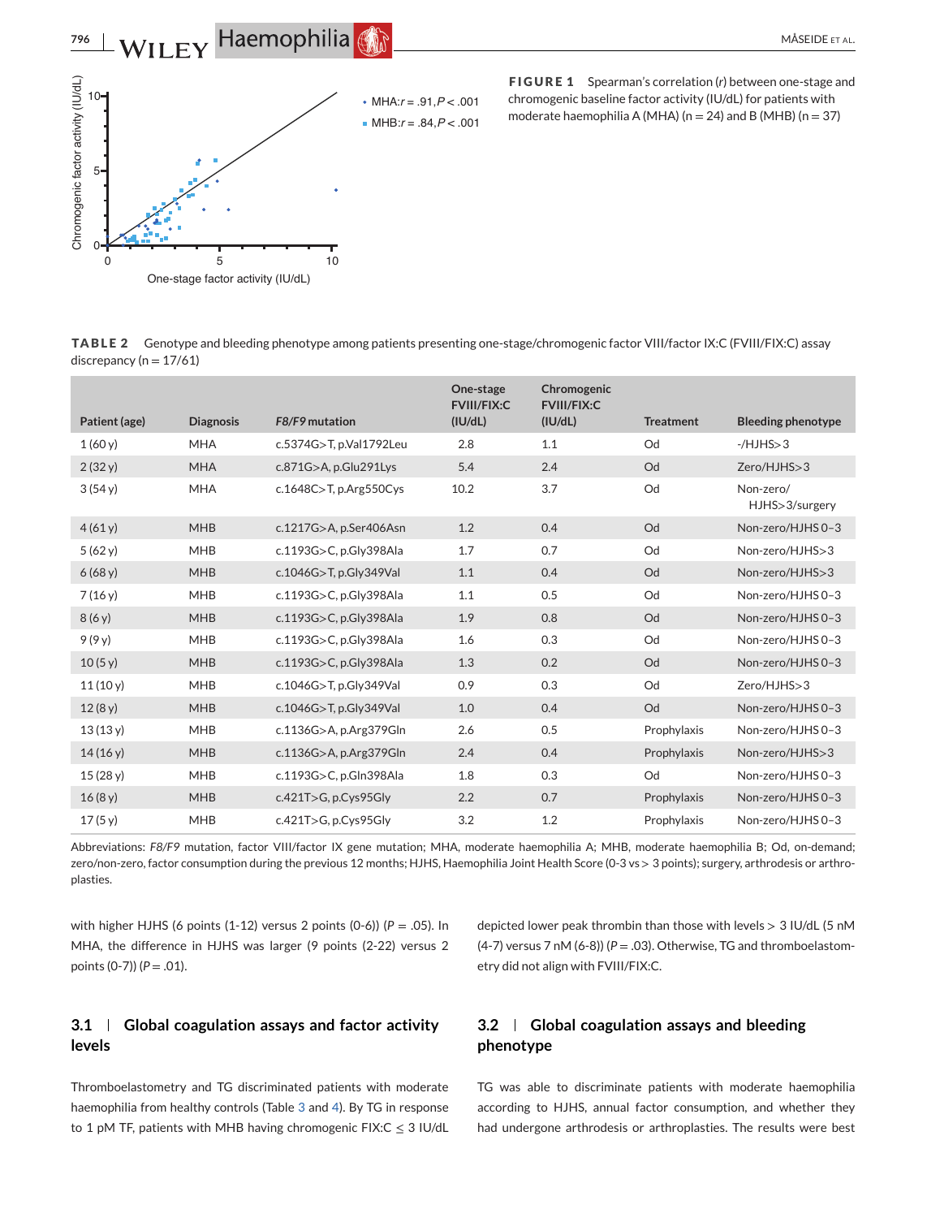**FIGURE 1** Spearman's correlation ($r$) between one-stage and chromogenic baseline factor activity (IU/dL) for patients with moderate haemophilia A (MHA) (n = 24) and B (MHB) (n = 37)

MHA: $r = .91$, $P < .001$
MHB: $r = .84$, $P < .001$

**TABLE 2** Genotype and bleeding phenotype among patients presenting one-stage/chromogenic factor VIII/factor IX:C (FVIII/FIX:C) assay discrepancy (n = 17/61)

| Patient (age) | Diagnosis | *F8/F9* mutation | One-stage FVIII/FIX:C (IU/dL) | Chromogenic FVIII/FIX:C (IU/dL) | Treatment | Bleeding phenotype |
|---|---|---|---|---|---|---|
| 1 (60 y) | MHA | c.5374G>T, p.Val1792Leu | 2.8 | 1.1 | Od | -/HJHS>3 |
| 2 (32 y) | MHA | c.871G>A, p.Glu291Lys | 5.4 | 2.4 | Od | Zero/HJHS>3 |
| 3 (54 y) | MHA | c.1648C>T, p.Arg550Cys | 10.2 | 3.7 | Od | Non-zero/ HJHS>3/surgery |
| 4 (61 y) | MHB | c.1217G>A, p.Ser406Asn | 1.2 | 0.4 | Od | Non-zero/HJHS 0-3 |
| 5 (62 y) | MHB | c.1193G>C, p.Gly398Ala | 1.7 | 0.7 | Od | Non-zero/HJHS>3 |
| 6 (68 y) | MHB | c.1046G>T, p.Gly349Val | 1.1 | 0.4 | Od | Non-zero/HJHS>3 |
| 7 (16 y) | MHB | c.1193G>C, p.Gly398Ala | 1.1 | 0.5 | Od | Non-zero/HJHS 0-3 |
| 8 (6 y) | MHB | c.1193G>C, p.Gly398Ala | 1.9 | 0.8 | Od | Non-zero/HJHS 0-3 |
| 9 (9 y) | MHB | c.1193G>C, p.Gly398Ala | 1.6 | 0.3 | Od | Non-zero/HJHS 0-3 |
| 10 (5 y) | MHB | c.1193G>C, p.Gly398Ala | 1.3 | 0.2 | Od | Non-zero/HJHS 0-3 |
| 11 (10 y) | MHB | c.1046G>T, p.Gly349Val | 0.9 | 0.3 | Od | Zero/HJHS>3 |
| 12 (8 y) | MHB | c.1046G>T, p.Gly349Val | 1.0 | 0.4 | Od | Non-zero/HJHS 0-3 |
| 13 (13 y) | MHB | c.1136G>A, p.Arg379Gln | 2.6 | 0.5 | Prophylaxis | Non-zero/HJHS 0-3 |
| 14 (16 y) | MHB | c.1136G>A, p.Arg379Gln | 2.4 | 0.4 | Prophylaxis | Non-zero/HJHS>3 |
| 15 (28 y) | MHB | c.1193G>C, p.Gln398Ala | 1.8 | 0.3 | Od | Non-zero/HJHS 0-3 |
| 16 (8 y) | MHB | c.421T>G, p.Cys95Gly | 2.2 | 0.7 | Prophylaxis | Non-zero/HJHS 0-3 |
| 17 (5 y) | MHB | c.421T>G, p.Cys95Gly | 3.2 | 1.2 | Prophylaxis | Non-zero/HJHS 0-3 |

Abbreviations: *F8/F9* mutation, factor VIII/factor IX gene mutation; MHA, moderate haemophilia A; MHB, moderate haemophilia B; Od, on-demand; zero/non-zero, factor consumption during the previous 12 months; HJHS, Haemophilia Joint Health Score (0-3 vs > 3 points); surgery, arthrodesis or arthroplasties.

with higher HJHS (6 points (1-12) versus 2 points (0-6)) ($P = .05$). In MHA, the difference in HJHS was larger (9 points (2-22) versus 2 points (0-7)) ($P = .01$).

## 3.1 | Global coagulation assays and factor activity levels

Thromboelastometry and TG discriminated patients with moderate haemophilia from healthy controls (Table 3 and 4). By TG in response to 1 pM TF, patients with MHB having chromogenic FIX:C ≤ 3 IU/dL depicted lower peak thrombin than those with levels > 3 IU/dL (5 nM (4-7) versus 7 nM (6-8)) ($P = .03$). Otherwise, TG and thromboelastometry did not align with FVIII/FIX:C.

## 3.2 | Global coagulation assays and bleeding phenotype

TG was able to discriminate patients with moderate haemophilia according to HJHS, annual factor consumption, and whether they had undergone arthrodesis or arthroplasties. The results were best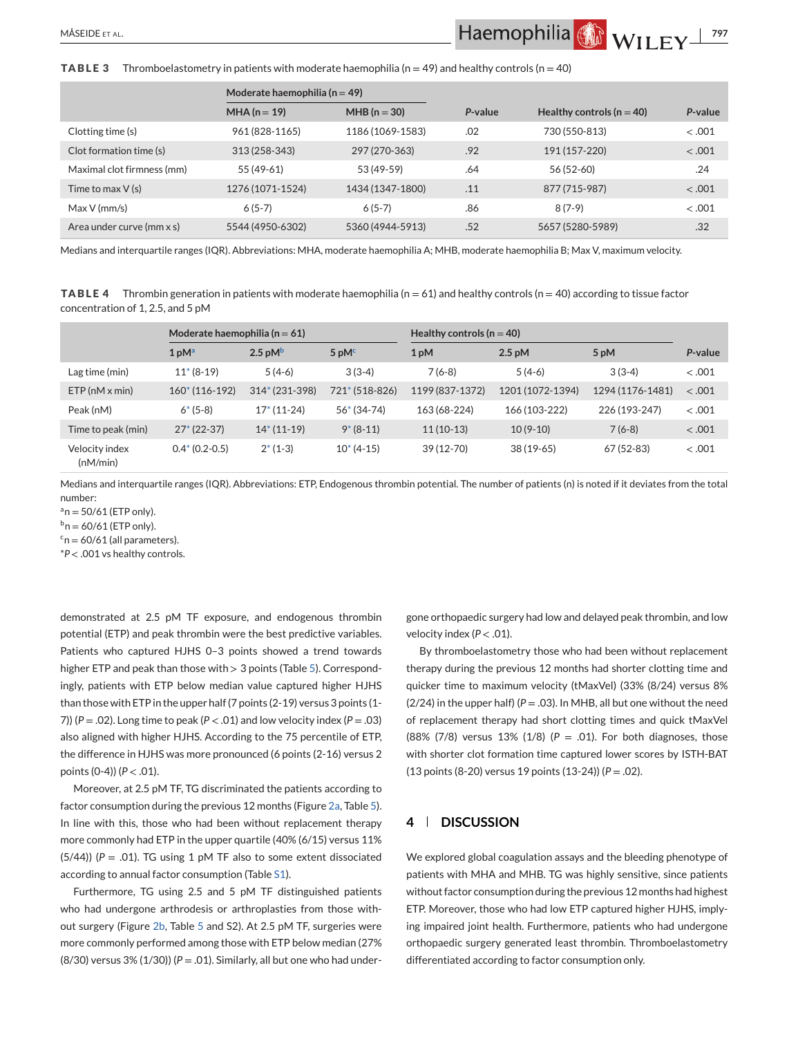**TABLE 3** Thromboelastometry in patients with moderate haemophilia (n = 49) and healthy controls (n = 40)

| | Moderate haemophilia (n = 49) | | | | |
|---|---|---|---|---|---|
| | MHA (n = 19) | MHB (n = 30) | *P*-value | Healthy controls (n = 40) | *P*-value |
| Clotting time (s) | 961 (828-1165) | 1186 (1069-1583) | .02 | 730 (550-813) | < .001 |
| Clot formation time (s) | 313 (258-343) | 297 (270-363) | .92 | 191 (157-220) | < .001 |
| Maximal clot firmness (mm) | 55 (49-61) | 53 (49-59) | .64 | 56 (52-60) | .24 |
| Time to max V (s) | 1276 (1071-1524) | 1434 (1347-1800) | .11 | 877 (715-987) | < .001 |
| Max V (mm/s) | 6 (5-7) | 6 (5-7) | .86 | 8 (7-9) | < .001 |
| Area under curve (mm x s) | 5544 (4950-6302) | 5360 (4944-5913) | .52 | 5657 (5280-5989) | .32 |

Medians and interquartile ranges (IQR). Abbreviations: MHA, moderate haemophilia A; MHB, moderate haemophilia B; Max V, maximum velocity.

**TABLE 4** Thrombin generation in patients with moderate haemophilia (n = 61) and healthy controls (n = 40) according to tissue factor concentration of 1, 2.5, and 5 pM

| | Moderate haemophilia (n = 61) | | | Healthy controls (n = 40) | | | |
|---|---|---|---|---|---|---|---|
| | 1 pM[a] | 2.5 pM[b] | 5 pM[c] | 1 pM | 2.5 pM | 5 pM | *P*-value |
| Lag time (min) | 11* (8-19) | 5 (4-6) | 3 (3-4) | 7 (6-8) | 5 (4-6) | 3 (3-4) | < .001 |
| ETP (nM x min) | 160* (116-192) | 314* (231-398) | 721* (518-826) | 1199 (837-1372) | 1201 (1072-1394) | 1294 (1176-1481) | < .001 |
| Peak (nM) | 6* (5-8) | 17* (11-24) | 56* (34-74) | 163 (68-224) | 166 (103-222) | 226 (193-247) | < .001 |
| Time to peak (min) | 27* (22-37) | 14* (11-19) | 9* (8-11) | 11 (10-13) | 10 (9-10) | 7 (6-8) | < .001 |
| Velocity index (nM/min) | 0.4* (0.2-0.5) | 2* (1-3) | 10* (4-15) | 39 (12-70) | 38 (19-65) | 67 (52-83) | < .001 |

Medians and interquartile ranges (IQR). Abbreviations: ETP, Endogenous thrombin potential. The number of patients (n) is noted if it deviates from the total number:
[a] n = 50/61 (ETP only).
[b] n = 60/61 (ETP only).
[c] n = 60/61 (all parameters).
*$P < .001$ vs healthy controls.

demonstrated at 2.5 pM TF exposure, and endogenous thrombin potential (ETP) and peak thrombin were the best predictive variables. Patients who captured HJHS 0–3 points showed a trend towards higher ETP and peak than those with > 3 points (Table 5). Correspondingly, patients with ETP below median value captured higher HJHS than those with ETP in the upper half (7 points (2-19) versus 3 points (1-7)) ($P = .02$). Long time to peak ($P < .01$) and low velocity index ($P = .03$) also aligned with higher HJHS. According to the 75 percentile of ETP, the difference in HJHS was more pronounced (6 points (2-16) versus 2 points (0-4)) ($P < .01$).

Moreover, at 2.5 pM TF, TG discriminated the patients according to factor consumption during the previous 12 months (Figure 2a, Table 5). In line with this, those who had been without replacement therapy more commonly had ETP in the upper quartile (40% (6/15) versus 11% (5/44)) ($P = .01$). TG using 1 pM TF also to some extent dissociated according to annual factor consumption (Table S1).

Furthermore, TG using 2.5 and 5 pM TF distinguished patients who had undergone arthrodesis or arthroplasties from those without surgery (Figure 2b, Table 5 and S2). At 2.5 pM TF, surgeries were more commonly performed among those with ETP below median (27% (8/30) versus 3% (1/30)) ($P = .01$). Similarly, all but one who had undergone orthopaedic surgery had low and delayed peak thrombin, and low velocity index ($P < .01$).

By thromboelastometry those who had been without replacement therapy during the previous 12 months had shorter clotting time and quicker time to maximum velocity (tMaxVel) (33% (8/24) versus 8% (2/24) in the upper half) ($P = .03$). In MHB, all but one without the need of replacement therapy had short clotting times and quick tMaxVel (88% (7/8) versus 13% (1/8) ($P = .01$). For both diagnoses, those with shorter clot formation time captured lower scores by ISTH-BAT (13 points (8-20) versus 19 points (13-24)) ($P = .02$).

## 4 | DISCUSSION

We explored global coagulation assays and the bleeding phenotype of patients with MHA and MHB. TG was highly sensitive, since patients without factor consumption during the previous 12 months had highest ETP. Moreover, those who had low ETP captured higher HJHS, implying impaired joint health. Furthermore, patients who had undergone orthopaedic surgery generated least thrombin. Thromboelastometry differentiated according to factor consumption only.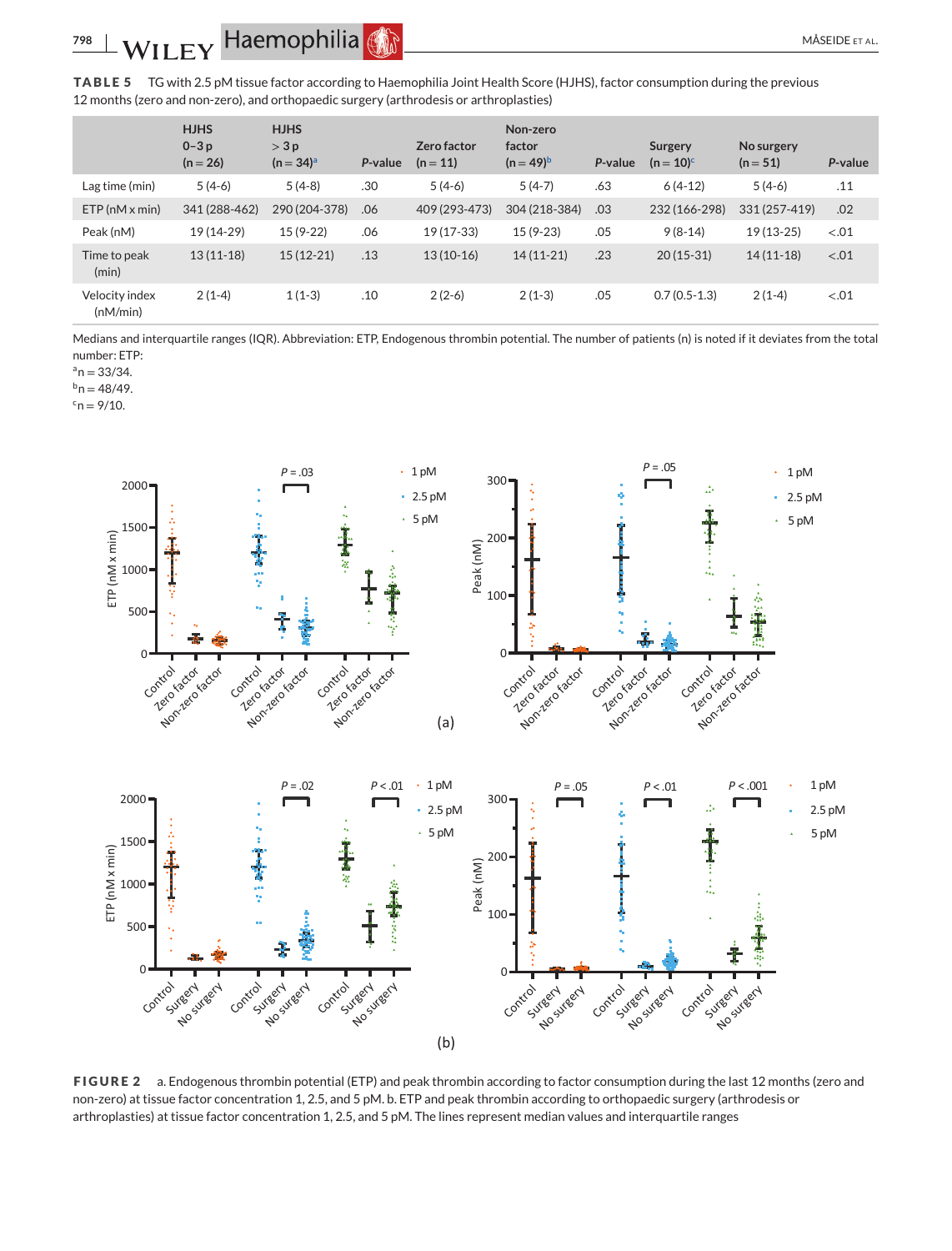**TABLE 5** TG with 2.5 pM tissue factor according to Haemophilia Joint Health Score (HJHS), factor consumption during the previous 12 months (zero and non-zero), and orthopaedic surgery (arthrodesis or arthroplasties)

| | HJHS 0–3 p (n = 26) | HJHS > 3 p (n = 34)[a] | P-value | Zero factor (n = 11) | Non-zero factor (n = 49)[b] | P-value | Surgery (n = 10)[c] | No surgery (n = 51) | P-value |
|---|---|---|---|---|---|---|---|---|---|
| Lag time (min) | 5 (4-6) | 5 (4-8) | .30 | 5 (4-6) | 5 (4-7) | .63 | 6 (4-12) | 5 (4-6) | .11 |
| ETP (nM x min) | 341 (288-462) | 290 (204-378) | .06 | 409 (293-473) | 304 (218-384) | .03 | 232 (166-298) | 331 (257-419) | .02 |
| Peak (nM) | 19 (14-29) | 15 (9-22) | .06 | 19 (17-33) | 15 (9-23) | .05 | 9 (8-14) | 19 (13-25) | <.01 |
| Time to peak (min) | 13 (11-18) | 15 (12-21) | .13 | 13 (10-16) | 14 (11-21) | .23 | 20 (15-31) | 14 (11-18) | <.01 |
| Velocity index (nM/min) | 2 (1-4) | 1 (1-3) | .10 | 2 (2-6) | 2 (1-3) | .05 | 0.7 (0.5-1.3) | 2 (1-4) | <.01 |

Medians and interquartile ranges (IQR). Abbreviation: ETP, Endogenous thrombin potential. The number of patients (n) is noted if it deviates from the total number: ETP:

[a] n = 33/34.

[b] n = 48/49.

[c] n = 9/10.

**FIGURE 2** a. Endogenous thrombin potential (ETP) and peak thrombin according to factor consumption during the last 12 months (zero and non-zero) at tissue factor concentration 1, 2.5, and 5 pM. b. ETP and peak thrombin according to orthopaedic surgery (arthrodesis or arthroplasties) at tissue factor concentration 1, 2.5, and 5 pM. The lines represent median values and interquartile ranges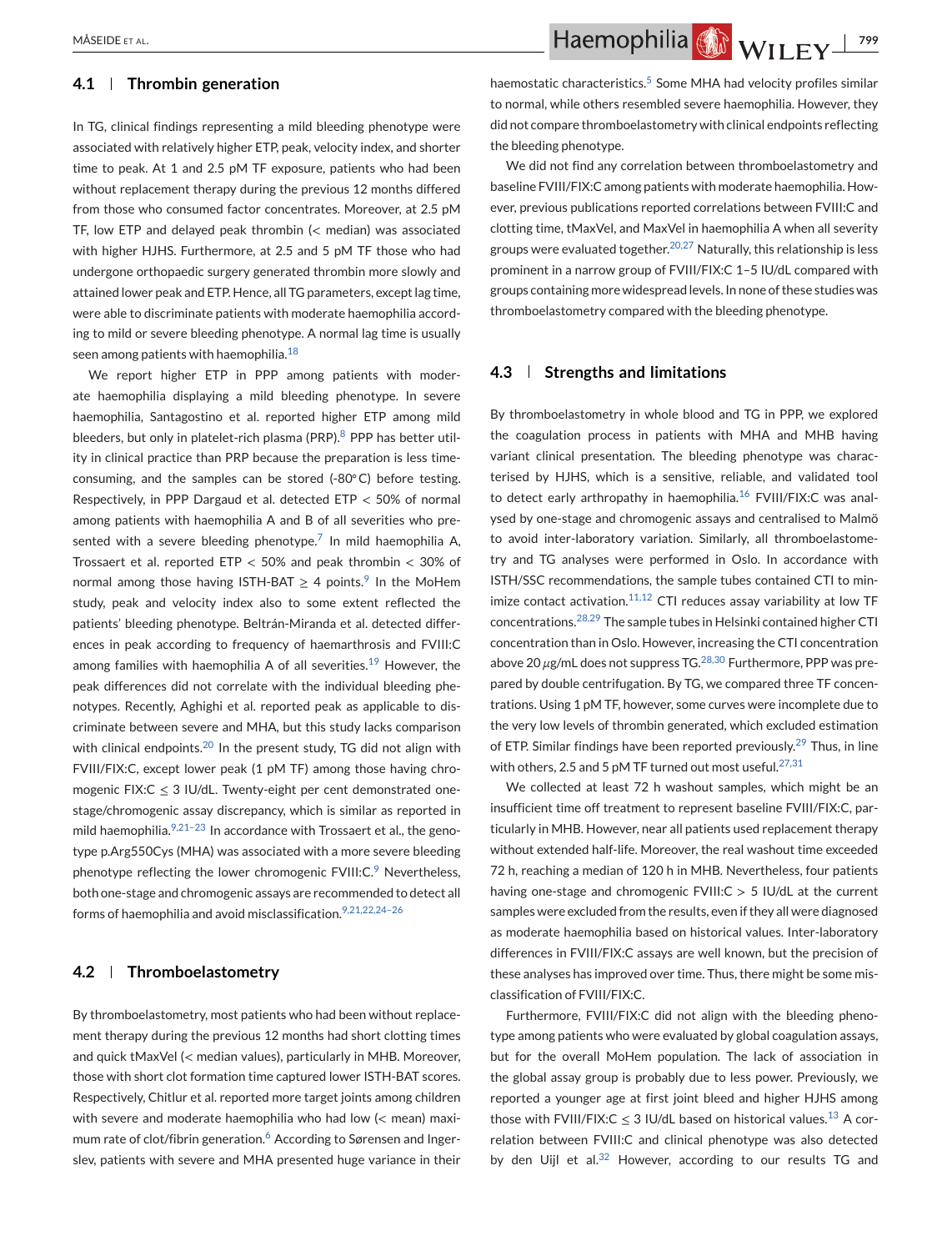### 4.1 | Thrombin generation

In TG, clinical findings representing a mild bleeding phenotype were associated with relatively higher ETP, peak, velocity index, and shorter time to peak. At 1 and 2.5 pM TF exposure, patients who had been without replacement therapy during the previous 12 months differed from those who consumed factor concentrates. Moreover, at 2.5 pM TF, low ETP and delayed peak thrombin (< median) was associated with higher HJHS. Furthermore, at 2.5 and 5 pM TF those who had undergone orthopaedic surgery generated thrombin more slowly and attained lower peak and ETP. Hence, all TG parameters, except lag time, were able to discriminate patients with moderate haemophilia according to mild or severe bleeding phenotype. A normal lag time is usually seen among patients with haemophilia.[18]

We report higher ETP in PPP among patients with moderate haemophilia displaying a mild bleeding phenotype. In severe haemophilia, Santagostino et al. reported higher ETP among mild bleeders, but only in platelet-rich plasma (PRP).[8] PPP has better utility in clinical practice than PRP because the preparation is less time-consuming, and the samples can be stored (-80°C) before testing. Respectively, in PPP Dargaud et al. detected ETP < 50% of normal among patients with haemophilia A and B of all severities who presented with a severe bleeding phenotype.[7] In mild haemophilia A, Trossaert et al. reported ETP < 50% and peak thrombin < 30% of normal among those having ISTH-BAT ≥ 4 points.[9] In the MoHem study, peak and velocity index also to some extent reflected the patients' bleeding phenotype. Beltrán-Miranda et al. detected differences in peak according to frequency of haemarthrosis and FVIII:C among families with haemophilia A of all severities.[19] However, the peak differences did not correlate with the individual bleeding phenotypes. Recently, Aghighi et al. reported peak as applicable to discriminate between severe and MHA, but this study lacks comparison with clinical endpoints.[20] In the present study, TG did not align with FVIII/FIX:C, except lower peak (1 pM TF) among those having chromogenic FIX:C ≤ 3 IU/dL. Twenty-eight per cent demonstrated one-stage/chromogenic assay discrepancy, which is similar as reported in mild haemophilia.[9,21–23] In accordance with Trossaert et al., the genotype p.Arg550Cys (MHA) was associated with a more severe bleeding phenotype reflecting the lower chromogenic FVIII:C.[9] Nevertheless, both one-stage and chromogenic assays are recommended to detect all forms of haemophilia and avoid misclassification.[9,21,22,24–26]

### 4.2 | Thromboelastometry

By thromboelastometry, most patients who had been without replacement therapy during the previous 12 months had short clotting times and quick tMaxVel (< median values), particularly in MHB. Moreover, those with short clot formation time captured lower ISTH-BAT scores. Respectively, Chitlur et al. reported more target joints among children with severe and moderate haemophilia who had low (< mean) maximum rate of clot/fibrin generation.[6] According to Sørensen and Ingerslev, patients with severe and MHA presented huge variance in their haemostatic characteristics.[5] Some MHA had velocity profiles similar to normal, while others resembled severe haemophilia. However, they did not compare thromboelastometry with clinical endpoints reflecting the bleeding phenotype.

We did not find any correlation between thromboelastometry and baseline FVIII/FIX:C among patients with moderate haemophilia. However, previous publications reported correlations between FVIII:C and clotting time, tMaxVel, and MaxVel in haemophilia A when all severity groups were evaluated together.[20,27] Naturally, this relationship is less prominent in a narrow group of FVIII/FIX:C 1–5 IU/dL compared with groups containing more widespread levels. In none of these studies was thromboelastometry compared with the bleeding phenotype.

### 4.3 | Strengths and limitations

By thromboelastometry in whole blood and TG in PPP, we explored the coagulation process in patients with MHA and MHB having variant clinical presentation. The bleeding phenotype was characterised by HJHS, which is a sensitive, reliable, and validated tool to detect early arthropathy in haemophilia.[16] FVIII/FIX:C was analysed by one-stage and chromogenic assays and centralised to Malmö to avoid inter-laboratory variation. Similarly, all thromboelastometry and TG analyses were performed in Oslo. In accordance with ISTH/SSC recommendations, the sample tubes contained CTI to minimize contact activation.[11,12] CTI reduces assay variability at low TF concentrations.[28,29] The sample tubes in Helsinki contained higher CTI concentration than in Oslo. However, increasing the CTI concentration above 20 μg/mL does not suppress TG.[28,30] Furthermore, PPP was prepared by double centrifugation. By TG, we compared three TF concentrations. Using 1 pM TF, however, some curves were incomplete due to the very low levels of thrombin generated, which excluded estimation of ETP. Similar findings have been reported previously.[29] Thus, in line with others, 2.5 and 5 pM TF turned out most useful.[27,31]

We collected at least 72 h washout samples, which might be an insufficient time off treatment to represent baseline FVIII/FIX:C, particularly in MHB. However, near all patients used replacement therapy without extended half-life. Moreover, the real washout time exceeded 72 h, reaching a median of 120 h in MHB. Nevertheless, four patients having one-stage and chromogenic FVIII:C > 5 IU/dL at the current samples were excluded from the results, even if they all were diagnosed as moderate haemophilia based on historical values. Inter-laboratory differences in FVIII/FIX:C assays are well known, but the precision of these analyses has improved over time. Thus, there might be some misclassification of FVIII/FIX:C.

Furthermore, FVIII/FIX:C did not align with the bleeding phenotype among patients who were evaluated by global coagulation assays, but for the overall MoHem population. The lack of association in the global assay group is probably due to less power. Previously, we reported a younger age at first joint bleed and higher HJHS among those with FVIII/FIX:C ≤ 3 IU/dL based on historical values.[13] A correlation between FVIII:C and clinical phenotype was also detected by den Uijl et al.[32] However, according to our results TG and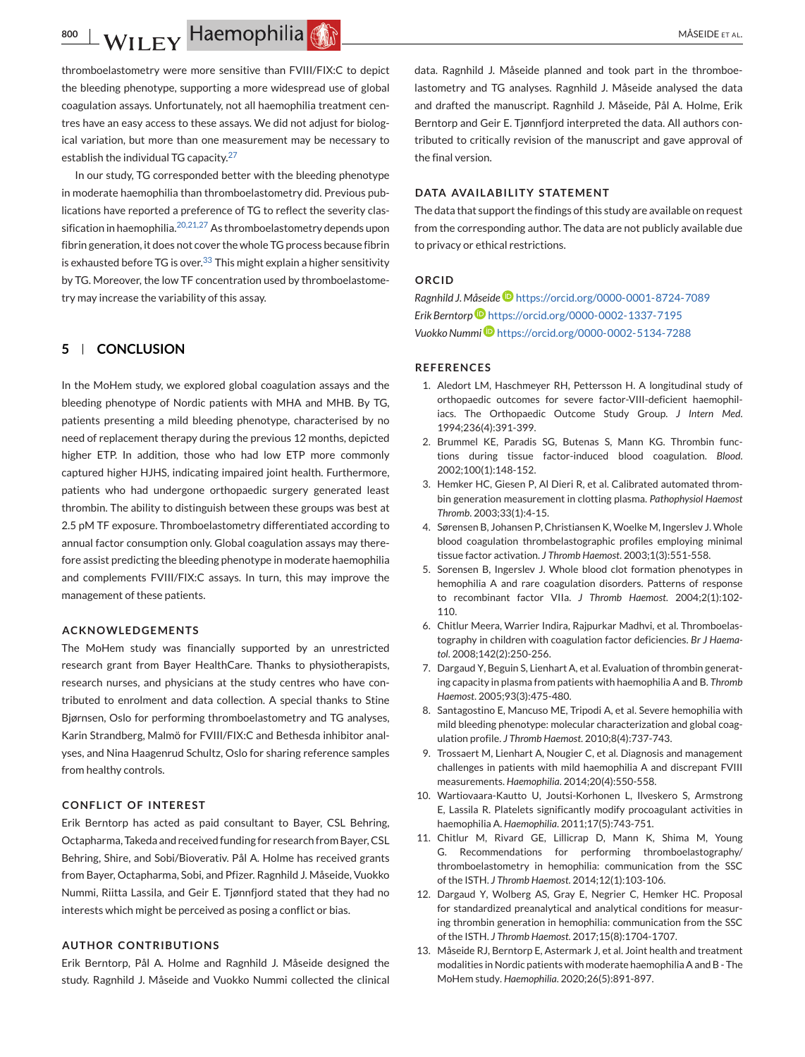thromboelastometry were more sensitive than FVIII/FIX:C to depict the bleeding phenotype, supporting a more widespread use of global coagulation assays. Unfortunately, not all haemophilia treatment centres have an easy access to these assays. We did not adjust for biological variation, but more than one measurement may be necessary to establish the individual TG capacity.[27]

In our study, TG corresponded better with the bleeding phenotype in moderate haemophilia than thromboelastometry did. Previous publications have reported a preference of TG to reflect the severity classification in haemophilia.[20,21,27] As thromboelastometry depends upon fibrin generation, it does not cover the whole TG process because fibrin is exhausted before TG is over.[33] This might explain a higher sensitivity by TG. Moreover, the low TF concentration used by thromboelastometry may increase the variability of this assay.

## 5 | CONCLUSION

In the MoHem study, we explored global coagulation assays and the bleeding phenotype of Nordic patients with MHA and MHB. By TG, patients presenting a mild bleeding phenotype, characterised by no need of replacement therapy during the previous 12 months, depicted higher ETP. In addition, those who had low ETP more commonly captured higher HJHS, indicating impaired joint health. Furthermore, patients who had undergone orthopaedic surgery generated least thrombin. The ability to distinguish between these groups was best at 2.5 pM TF exposure. Thromboelastometry differentiated according to annual factor consumption only. Global coagulation assays may therefore assist predicting the bleeding phenotype in moderate haemophilia and complements FVIII/FIX:C assays. In turn, this may improve the management of these patients.

### ACKNOWLEDGEMENTS

The MoHem study was financially supported by an unrestricted research grant from Bayer HealthCare. Thanks to physiotherapists, research nurses, and physicians at the study centres who have contributed to enrolment and data collection. A special thanks to Stine Bjørnsen, Oslo for performing thromboelastometry and TG analyses, Karin Strandberg, Malmö for FVIII/FIX:C and Bethesda inhibitor analyses, and Nina Haagenrud Schultz, Oslo for sharing reference samples from healthy controls.

### CONFLICT OF INTEREST

Erik Berntorp has acted as paid consultant to Bayer, CSL Behring, Octapharma, Takeda and received funding for research from Bayer, CSL Behring, Shire, and Sobi/Bioverativ. Pål A. Holme has received grants from Bayer, Octapharma, Sobi, and Pfizer. Ragnhild J. Måseide, Vuokko Nummi, Riitta Lassila, and Geir E. Tjønnfjord stated that they had no interests which might be perceived as posing a conflict or bias.

### AUTHOR CONTRIBUTIONS

Erik Berntorp, Pål A. Holme and Ragnhild J. Måseide designed the study. Ragnhild J. Måseide and Vuokko Nummi collected the clinical data. Ragnhild J. Måseide planned and took part in the thromboelastometry and TG analyses. Ragnhild J. Måseide analysed the data and drafted the manuscript. Ragnhild J. Måseide, Pål A. Holme, Erik Berntorp and Geir E. Tjønnfjord interpreted the data. All authors contributed to critically revision of the manuscript and gave approval of the final version.

### DATA AVAILABILITY STATEMENT

The data that support the findings of this study are available on request from the corresponding author. The data are not publicly available due to privacy or ethical restrictions.

### ORCID

*Ragnhild J. Måseide* https://orcid.org/0000-0001-8724-7089
*Erik Berntorp* https://orcid.org/0000-0002-1337-7195
*Vuokko Nummi* https://orcid.org/0000-0002-5134-7288

### REFERENCES

1. Aledort LM, Haschmeyer RH, Pettersson H. A longitudinal study of orthopaedic outcomes for severe factor-VIII-deficient haemophiliacs. The Orthopaedic Outcome Study Group. *J Intern Med*. 1994;236(4):391-399.
2. Brummel KE, Paradis SG, Butenas S, Mann KG. Thrombin functions during tissue factor-induced blood coagulation. *Blood*. 2002;100(1):148-152.
3. Hemker HC, Giesen P, Al Dieri R, et al. Calibrated automated thrombin generation measurement in clotting plasma. *Pathophysiol Haemost Thromb*. 2003;33(1):4-15.
4. Sørensen B, Johansen P, Christiansen K, Woelke M, Ingerslev J. Whole blood coagulation thrombelastographic profiles employing minimal tissue factor activation. *J Thromb Haemost*. 2003;1(3):551-558.
5. Sorensen B, Ingerslev J. Whole blood clot formation phenotypes in hemophilia A and rare coagulation disorders. Patterns of response to recombinant factor VIIa. *J Thromb Haemost*. 2004;2(1):102-110.
6. Chitlur Meera, Warrier Indira, Rajpurkar Madhvi, et al. Thromboelastography in children with coagulation factor deficiencies. *Br J Haematol*. 2008;142(2):250-256.
7. Dargaud Y, Beguin S, Lienhart A, et al. Evaluation of thrombin generating capacity in plasma from patients with haemophilia A and B. *Thromb Haemost*. 2005;93(3):475-480.
8. Santagostino E, Mancuso ME, Tripodi A, et al. Severe hemophilia with mild bleeding phenotype: molecular characterization and global coagulation profile. *J Thromb Haemost*. 2010;8(4):737-743.
9. Trossaert M, Lienhart A, Nougier C, et al. Diagnosis and management challenges in patients with mild haemophilia A and discrepant FVIII measurements. *Haemophilia*. 2014;20(4):550-558.
10. Wartiovaara-Kautto U, Joutsi-Korhonen L, Ilveskero S, Armstrong E, Lassila R. Platelets significantly modify procoagulant activities in haemophilia A. *Haemophilia*. 2011;17(5):743-751.
11. Chitlur M, Rivard GE, Lillicrap D, Mann K, Shima M, Young G. Recommendations for performing thromboelastography/thromboelastometry in hemophilia: communication from the SSC of the ISTH. *J Thromb Haemost*. 2014;12(1):103-106.
12. Dargaud Y, Wolberg AS, Gray E, Negrier C, Hemker HC. Proposal for standardized preanalytical and analytical conditions for measuring thrombin generation in hemophilia: communication from the SSC of the ISTH. *J Thromb Haemost*. 2017;15(8):1704-1707.
13. Måseide RJ, Berntorp E, Astermark J, et al. Joint health and treatment modalities in Nordic patients with moderate haemophilia A and B - The MoHem study. *Haemophilia*. 2020;26(5):891-897.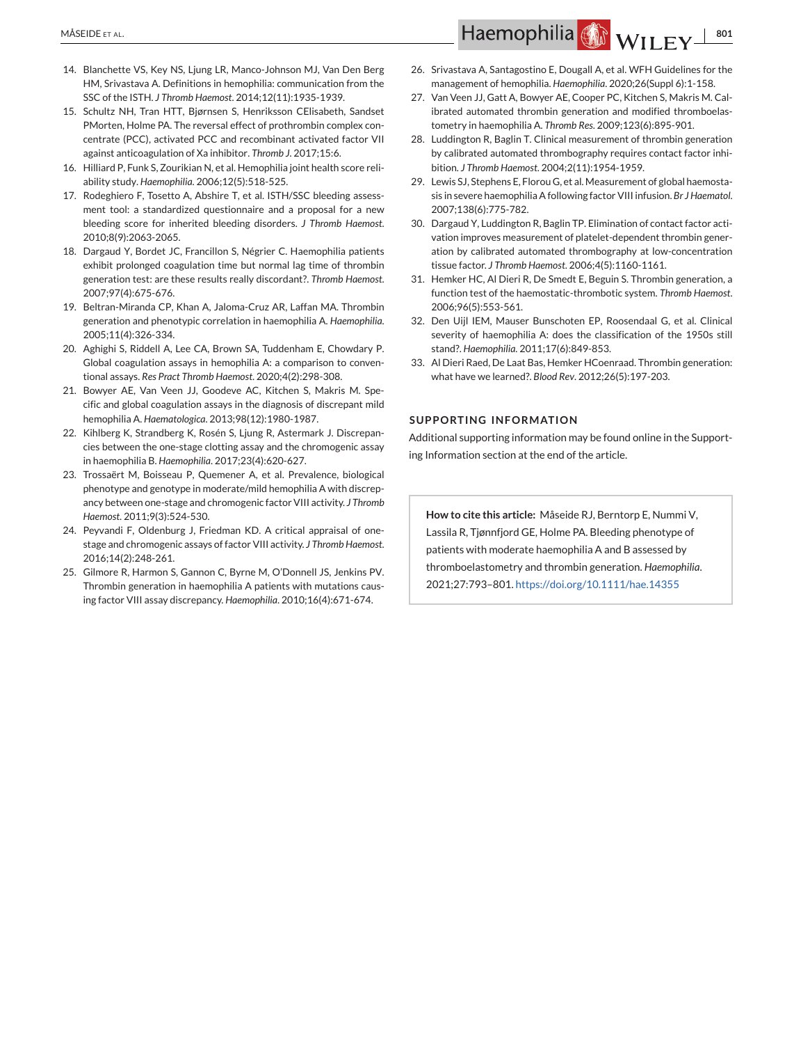14. Blanchette VS, Key NS, Ljung LR, Manco-Johnson MJ, Van Den Berg HM, Srivastava A. Definitions in hemophilia: communication from the SSC of the ISTH. *J Thromb Haemost*. 2014;12(11):1935-1939.
15. Schultz NH, Tran HTT, Bjørnsen S, Henriksson CElisabeth, Sandset PMorten, Holme PA. The reversal effect of prothrombin complex concentrate (PCC), activated PCC and recombinant activated factor VII against anticoagulation of Xa inhibitor. *Thromb J*. 2017;15:6.
16. Hilliard P, Funk S, Zourikian N, et al. Hemophilia joint health score reliability study. *Haemophilia*. 2006;12(5):518-525.
17. Rodeghiero F, Tosetto A, Abshire T, et al. ISTH/SSC bleeding assessment tool: a standardized questionnaire and a proposal for a new bleeding score for inherited bleeding disorders. *J Thromb Haemost*. 2010;8(9):2063-2065.
18. Dargaud Y, Bordet JC, Francillon S, Négrier C. Haemophilia patients exhibit prolonged coagulation time but normal lag time of thrombin generation test: are these results really discordant?. *Thromb Haemost*. 2007;97(4):675-676.
19. Beltran-Miranda CP, Khan A, Jaloma-Cruz AR, Laffan MA. Thrombin generation and phenotypic correlation in haemophilia A. *Haemophilia*. 2005;11(4):326-334.
20. Aghighi S, Riddell A, Lee CA, Brown SA, Tuddenham E, Chowdary P. Global coagulation assays in hemophilia A: a comparison to conventional assays. *Res Pract Thromb Haemost*. 2020;4(2):298-308.
21. Bowyer AE, Van Veen JJ, Goodeve AC, Kitchen S, Makris M. Specific and global coagulation assays in the diagnosis of discrepant mild hemophilia A. *Haematologica*. 2013;98(12):1980-1987.
22. Kihlberg K, Strandberg K, Rosén S, Ljung R, Astermark J. Discrepancies between the one-stage clotting assay and the chromogenic assay in haemophilia B. *Haemophilia*. 2017;23(4):620-627.
23. Trossaërt M, Boisseau P, Quemener A, et al. Prevalence, biological phenotype and genotype in moderate/mild hemophilia A with discrepancy between one-stage and chromogenic factor VIII activity. *J Thromb Haemost*. 2011;9(3):524-530.
24. Peyvandi F, Oldenburg J, Friedman KD. A critical appraisal of one-stage and chromogenic assays of factor VIII activity. *J Thromb Haemost*. 2016;14(2):248-261.
25. Gilmore R, Harmon S, Gannon C, Byrne M, O'Donnell JS, Jenkins PV. Thrombin generation in haemophilia A patients with mutations causing factor VIII assay discrepancy. *Haemophilia*. 2010;16(4):671-674.
26. Srivastava A, Santagostino E, Dougall A, et al. WFH Guidelines for the management of hemophilia. *Haemophilia*. 2020;26(Suppl 6):1-158.
27. Van Veen JJ, Gatt A, Bowyer AE, Cooper PC, Kitchen S, Makris M. Calibrated automated thrombin generation and modified thromboelastometry in haemophilia A. *Thromb Res*. 2009;123(6):895-901.
28. Luddington R, Baglin T. Clinical measurement of thrombin generation by calibrated automated thrombography requires contact factor inhibition. *J Thromb Haemost*. 2004;2(11):1954-1959.
29. Lewis SJ, Stephens E, Florou G, et al. Measurement of global haemostasis in severe haemophilia A following factor VIII infusion. *Br J Haematol*. 2007;138(6):775-782.
30. Dargaud Y, Luddington R, Baglin TP. Elimination of contact factor activation improves measurement of platelet-dependent thrombin generation by calibrated automated thrombography at low-concentration tissue factor. *J Thromb Haemost*. 2006;4(5):1160-1161.
31. Hemker HC, Al Dieri R, De Smedt E, Beguin S. Thrombin generation, a function test of the haemostatic-thrombotic system. *Thromb Haemost*. 2006;96(5):553-561.
32. Den Uijl IEM, Mauser Bunschoten EP, Roosendaal G, et al. Clinical severity of haemophilia A: does the classification of the 1950s still stand?. *Haemophilia*. 2011;17(6):849-853.
33. Al Dieri Raed, De Laat Bas, Hemker HCoenraad. Thrombin generation: what have we learned?. *Blood Rev*. 2012;26(5):197-203.

## SUPPORTING INFORMATION

Additional supporting information may be found online in the Supporting Information section at the end of the article.

**How to cite this article:** Måseide RJ, Berntorp E, Nummi V, Lassila R, Tjønnfjord GE, Holme PA. Bleeding phenotype of patients with moderate haemophilia A and B assessed by thromboelastometry and thrombin generation. *Haemophilia*. 2021;27:793–801. https://doi.org/10.1111/hae.14355